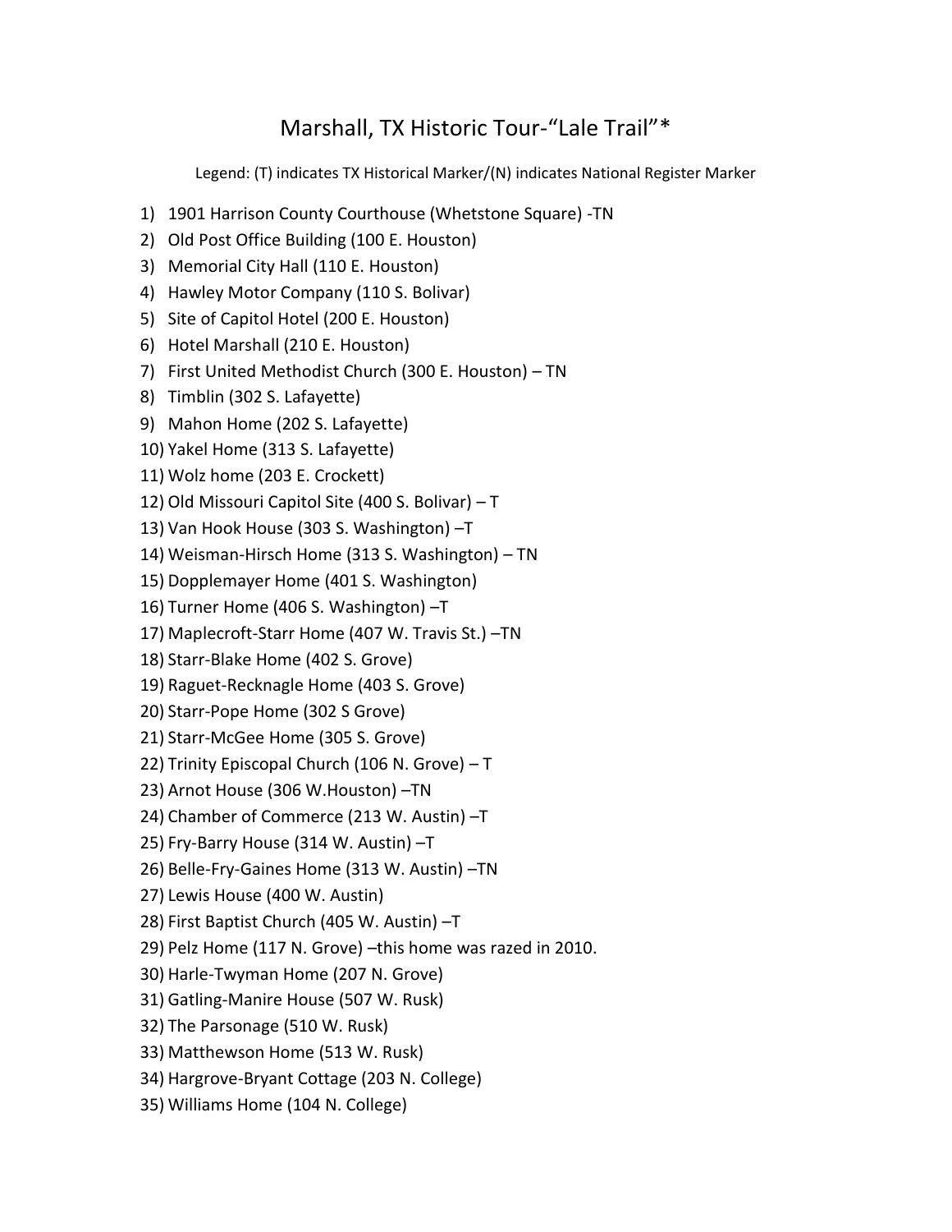# Marshall, TX Historic Tour-“Lale Trail”*

Legend: (T) indicates TX Historical Marker/(N) indicates National Register Marker

1) 1901 Harrison County Courthouse (Whetstone Square) -TN
2) Old Post Office Building (100 E. Houston)
3) Memorial City Hall (110 E. Houston)
4) Hawley Motor Company (110 S. Bolivar)
5) Site of Capitol Hotel (200 E. Houston)
6) Hotel Marshall (210 E. Houston)
7) First United Methodist Church (300 E. Houston) – TN
8) Timblin (302 S. Lafayette)
9) Mahon Home (202 S. Lafayette)
10) Yakel Home (313 S. Lafayette)
11) Wolz home (203 E. Crockett)
12) Old Missouri Capitol Site (400 S. Bolivar) – T
13) Van Hook House (303 S. Washington) –T
14) Weisman-Hirsch Home (313 S. Washington) – TN
15) Dopplemayer Home (401 S. Washington)
16) Turner Home (406 S. Washington) –T
17) Maplecroft-Starr Home (407 W. Travis St.) –TN
18) Starr-Blake Home (402 S. Grove)
19) Raguet-Recknagle Home (403 S. Grove)
20) Starr-Pope Home (302 S Grove)
21) Starr-McGee Home (305 S. Grove)
22) Trinity Episcopal Church (106 N. Grove) – T
23) Arnot House (306 W.Houston) –TN
24) Chamber of Commerce (213 W. Austin) –T
25) Fry-Barry House (314 W. Austin) –T
26) Belle-Fry-Gaines Home (313 W. Austin) –TN
27) Lewis House (400 W. Austin)
28) First Baptist Church (405 W. Austin) –T
29) Pelz Home (117 N. Grove) –this home was razed in 2010.
30) Harle-Twyman Home (207 N. Grove)
31) Gatling-Manire House (507 W. Rusk)
32) The Parsonage (510 W. Rusk)
33) Matthewson Home (513 W. Rusk)
34) Hargrove-Bryant Cottage (203 N. College)
35) Williams Home (104 N. College)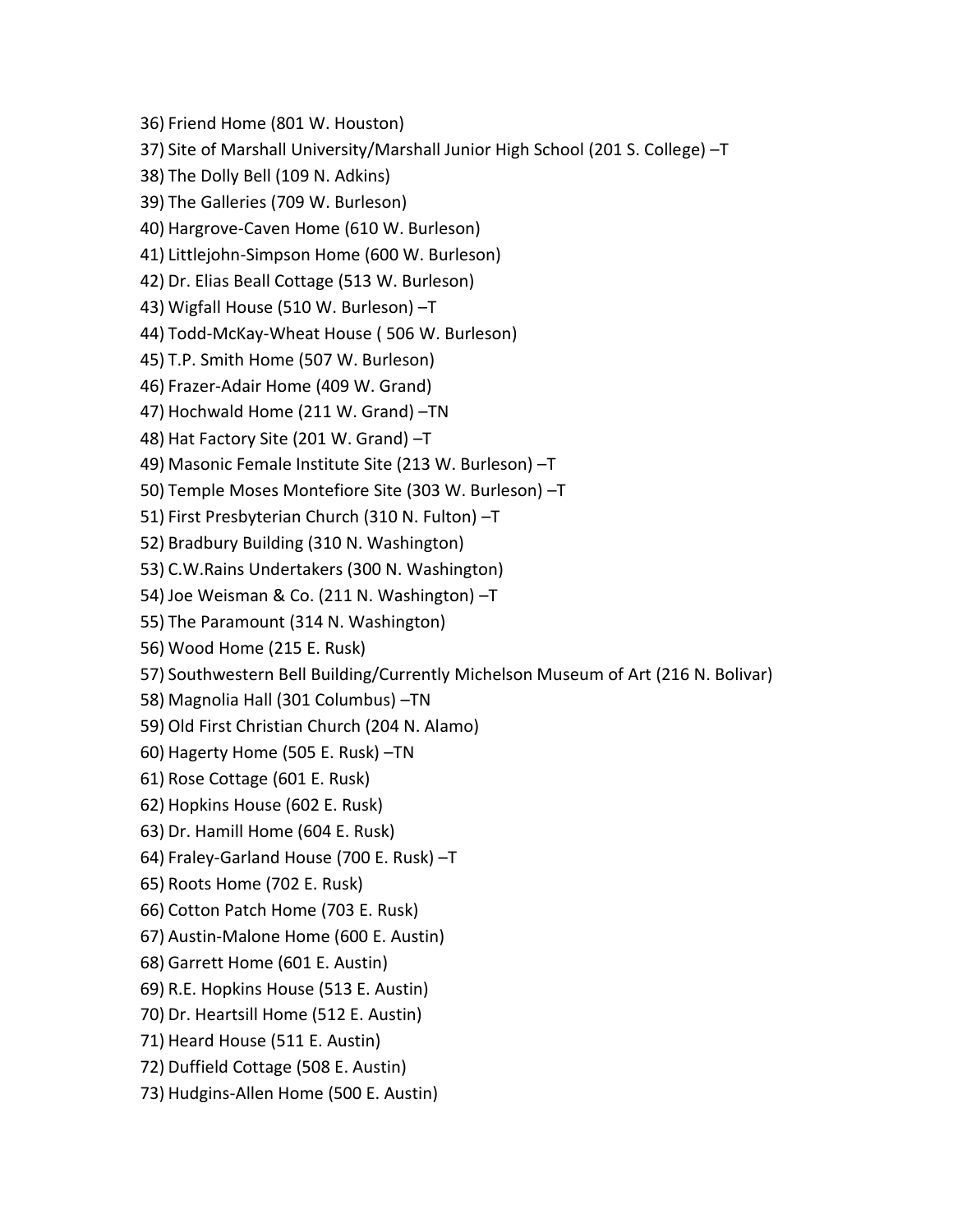36) Friend Home (801 W. Houston)
37) Site of Marshall University/Marshall Junior High School (201 S. College) –T
38) The Dolly Bell (109 N. Adkins)
39) The Galleries (709 W. Burleson)
40) Hargrove-Caven Home (610 W. Burleson)
41) Littlejohn-Simpson Home (600 W. Burleson)
42) Dr. Elias Beall Cottage (513 W. Burleson)
43) Wigfall House (510 W. Burleson) –T
44) Todd-McKay-Wheat House ( 506 W. Burleson)
45) T.P. Smith Home (507 W. Burleson)
46) Frazer-Adair Home (409 W. Grand)
47) Hochwald Home (211 W. Grand) –TN
48) Hat Factory Site (201 W. Grand) –T
49) Masonic Female Institute Site (213 W. Burleson) –T
50) Temple Moses Montefiore Site (303 W. Burleson) –T
51) First Presbyterian Church (310 N. Fulton) –T
52) Bradbury Building (310 N. Washington)
53) C.W.Rains Undertakers (300 N. Washington)
54) Joe Weisman & Co. (211 N. Washington) –T
55) The Paramount (314 N. Washington)
56) Wood Home (215 E. Rusk)
57) Southwestern Bell Building/Currently Michelson Museum of Art (216 N. Bolivar)
58) Magnolia Hall (301 Columbus) –TN
59) Old First Christian Church (204 N. Alamo)
60) Hagerty Home (505 E. Rusk) –TN
61) Rose Cottage (601 E. Rusk)
62) Hopkins House (602 E. Rusk)
63) Dr. Hamill Home (604 E. Rusk)
64) Fraley-Garland House (700 E. Rusk) –T
65) Roots Home (702 E. Rusk)
66) Cotton Patch Home (703 E. Rusk)
67) Austin-Malone Home (600 E. Austin)
68) Garrett Home (601 E. Austin)
69) R.E. Hopkins House (513 E. Austin)
70) Dr. Heartsill Home (512 E. Austin)
71) Heard House (511 E. Austin)
72) Duffield Cottage (508 E. Austin)
73) Hudgins-Allen Home (500 E. Austin)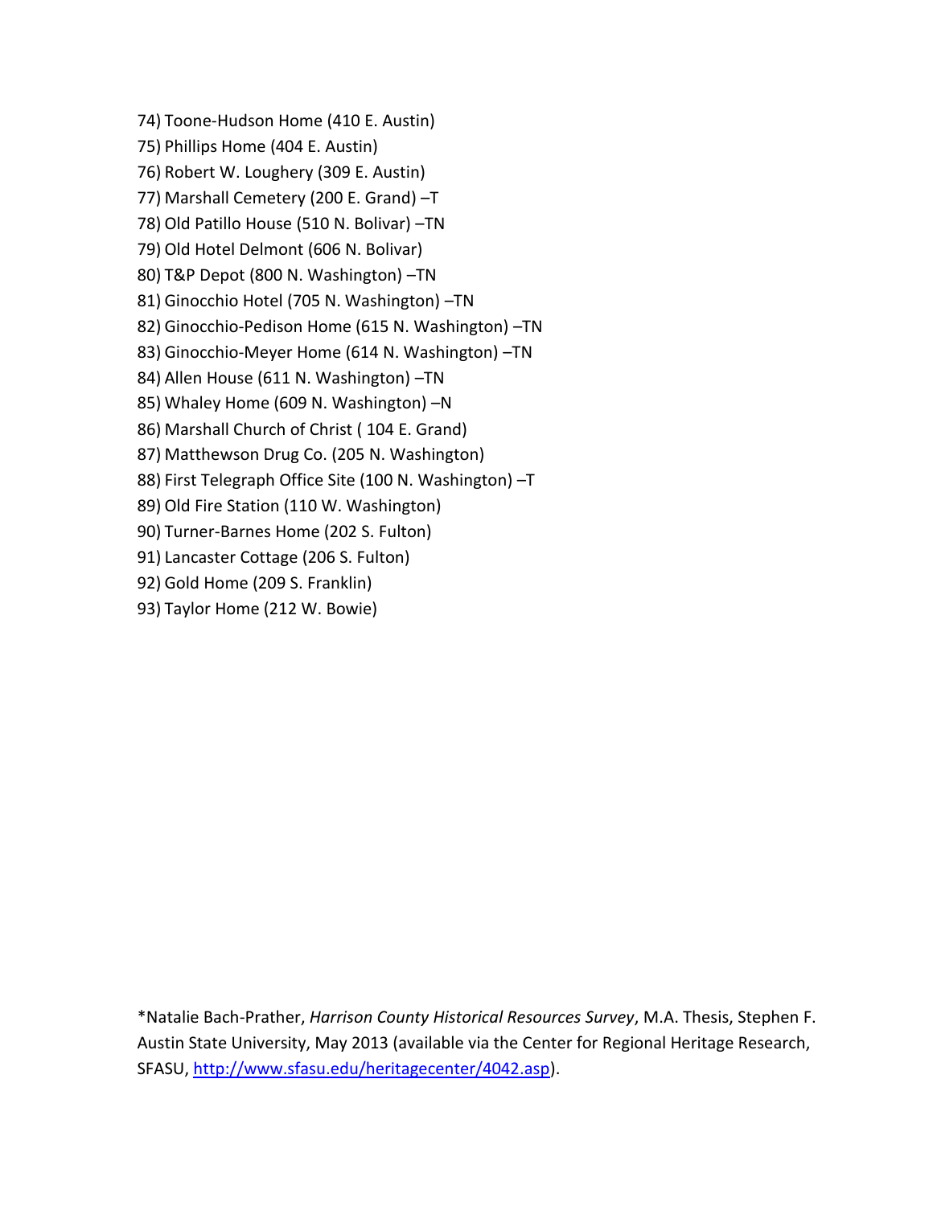74) Toone-Hudson Home (410 E. Austin)
75) Phillips Home (404 E. Austin)
76) Robert W. Loughery (309 E. Austin)
77) Marshall Cemetery (200 E. Grand) –T
78) Old Patillo House (510 N. Bolivar) –TN
79) Old Hotel Delmont (606 N. Bolivar)
80) T&P Depot (800 N. Washington) –TN
81) Ginocchio Hotel (705 N. Washington) –TN
82) Ginocchio-Pedison Home (615 N. Washington) –TN
83) Ginocchio-Meyer Home (614 N. Washington) –TN
84) Allen House (611 N. Washington) –TN
85) Whaley Home (609 N. Washington) –N
86) Marshall Church of Christ ( 104 E. Grand)
87) Matthewson Drug Co. (205 N. Washington)
88) First Telegraph Office Site (100 N. Washington) –T
89) Old Fire Station (110 W. Washington)
90) Turner-Barnes Home (202 S. Fulton)
91) Lancaster Cottage (206 S. Fulton)
92) Gold Home (209 S. Franklin)
93) Taylor Home (212 W. Bowie)

*Natalie Bach-Prather, *Harrison County Historical Resources Survey*, M.A. Thesis, Stephen F. Austin State University, May 2013 (available via the Center for Regional Heritage Research, SFASU, http://www.sfasu.edu/heritagecenter/4042.asp).